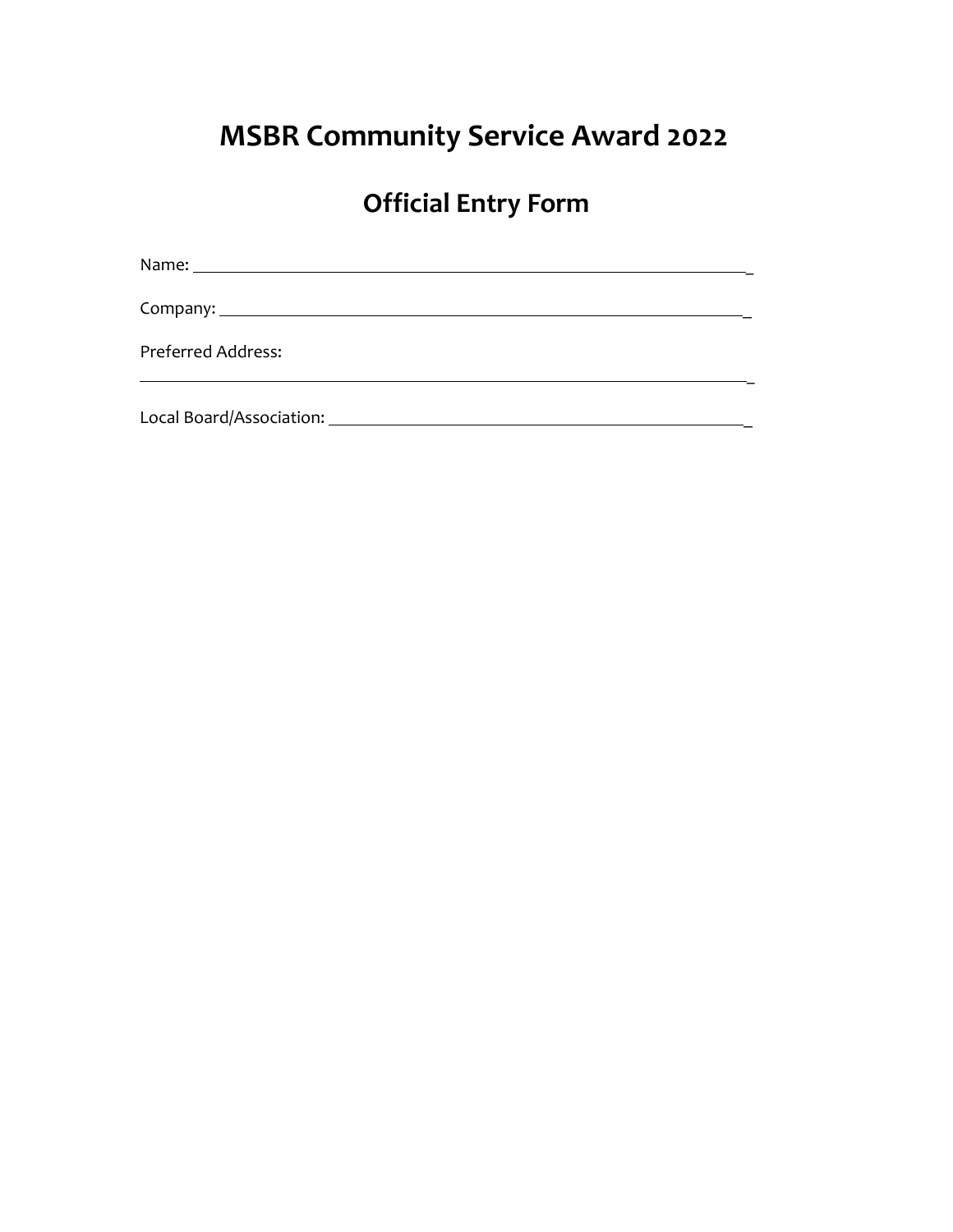# MSBR Community Service Award 2022

## Official Entry Form

Name: ______________________________________________________________

Company: ___________________________________________________________

Preferred Address:

____________________________________________________________________

Local Board/Association: _____________________________________________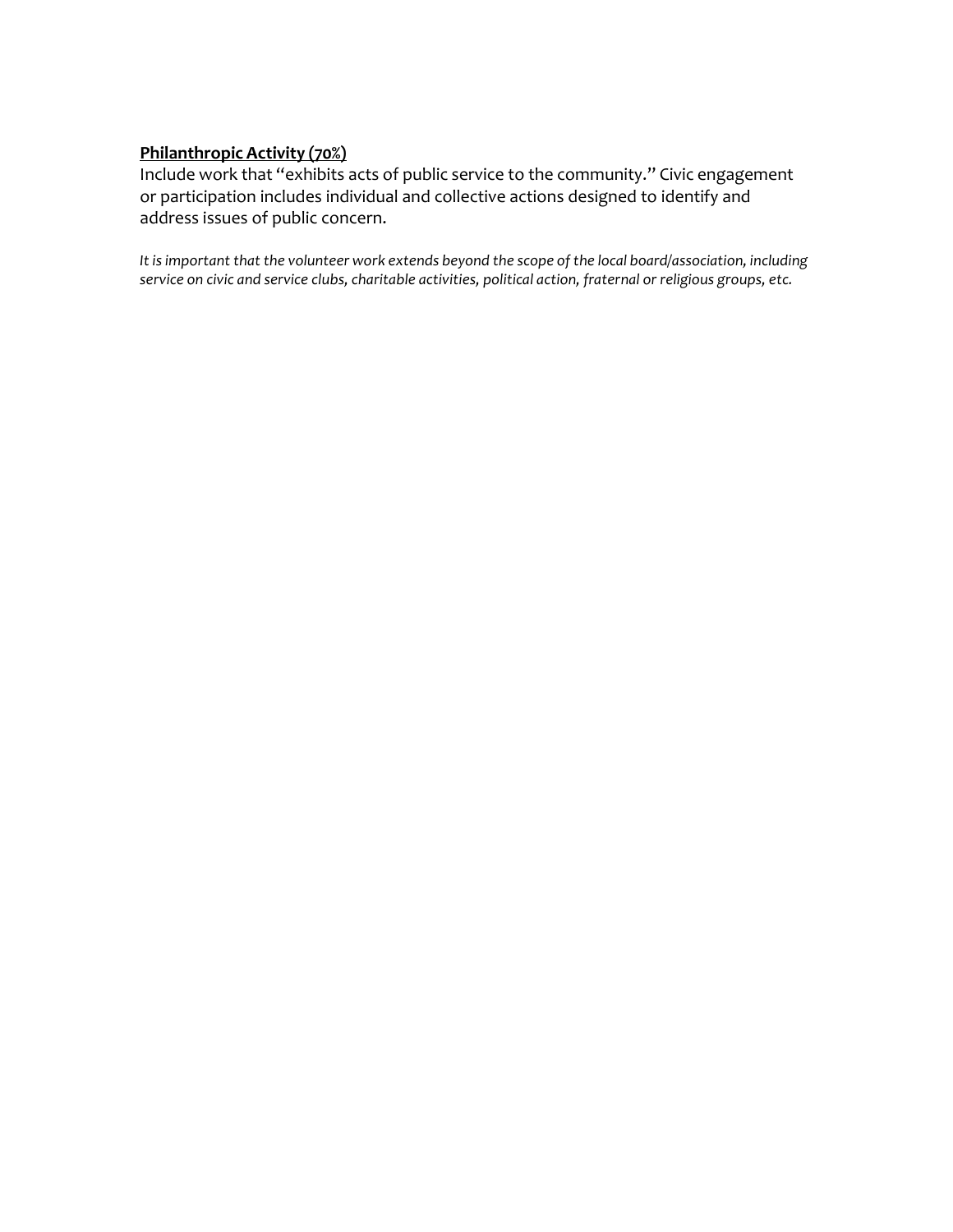**Philanthropic Activity (70%)**

Include work that "exhibits acts of public service to the community." Civic engagement or participation includes individual and collective actions designed to identify and address issues of public concern.

*It is important that the volunteer work extends beyond the scope of the local board/association, including service on civic and service clubs, charitable activities, political action, fraternal or religious groups, etc.*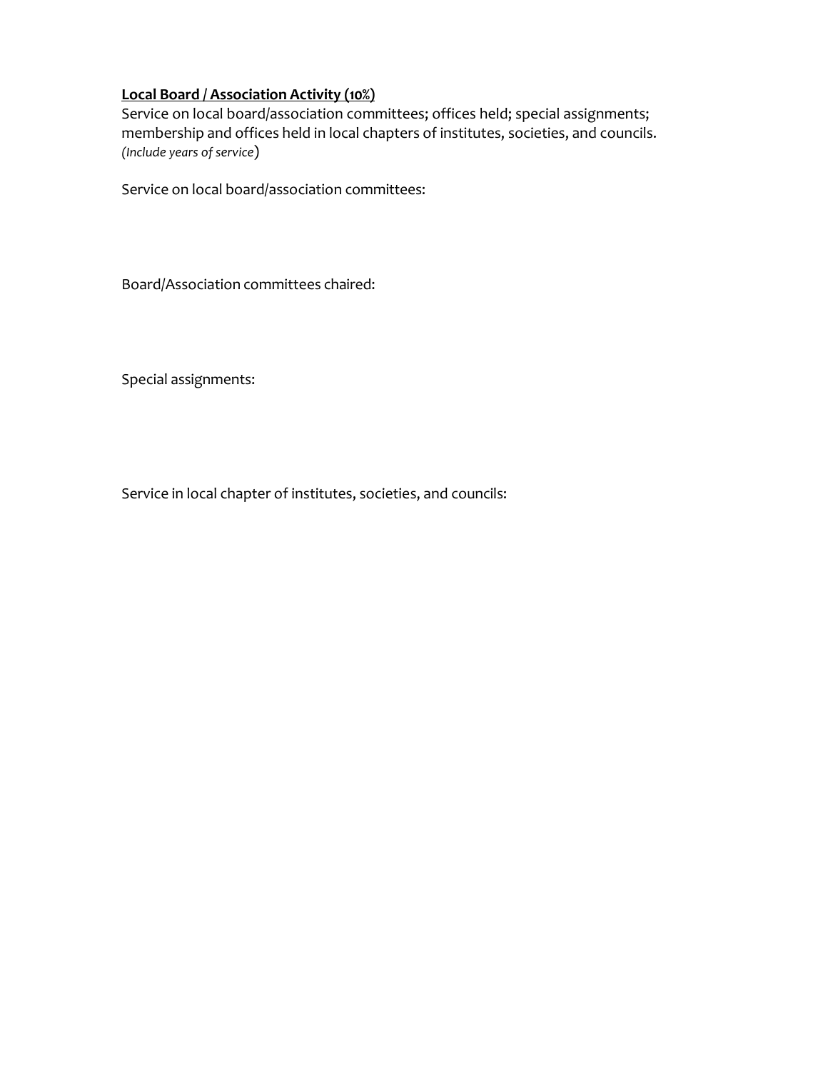**Local Board / Association Activity (10%)**

Service on local board/association committees; offices held; special assignments; membership and offices held in local chapters of institutes, societies, and councils. *(Include years of service)*

Service on local board/association committees:

Board/Association committees chaired:

Special assignments:

Service in local chapter of institutes, societies, and councils: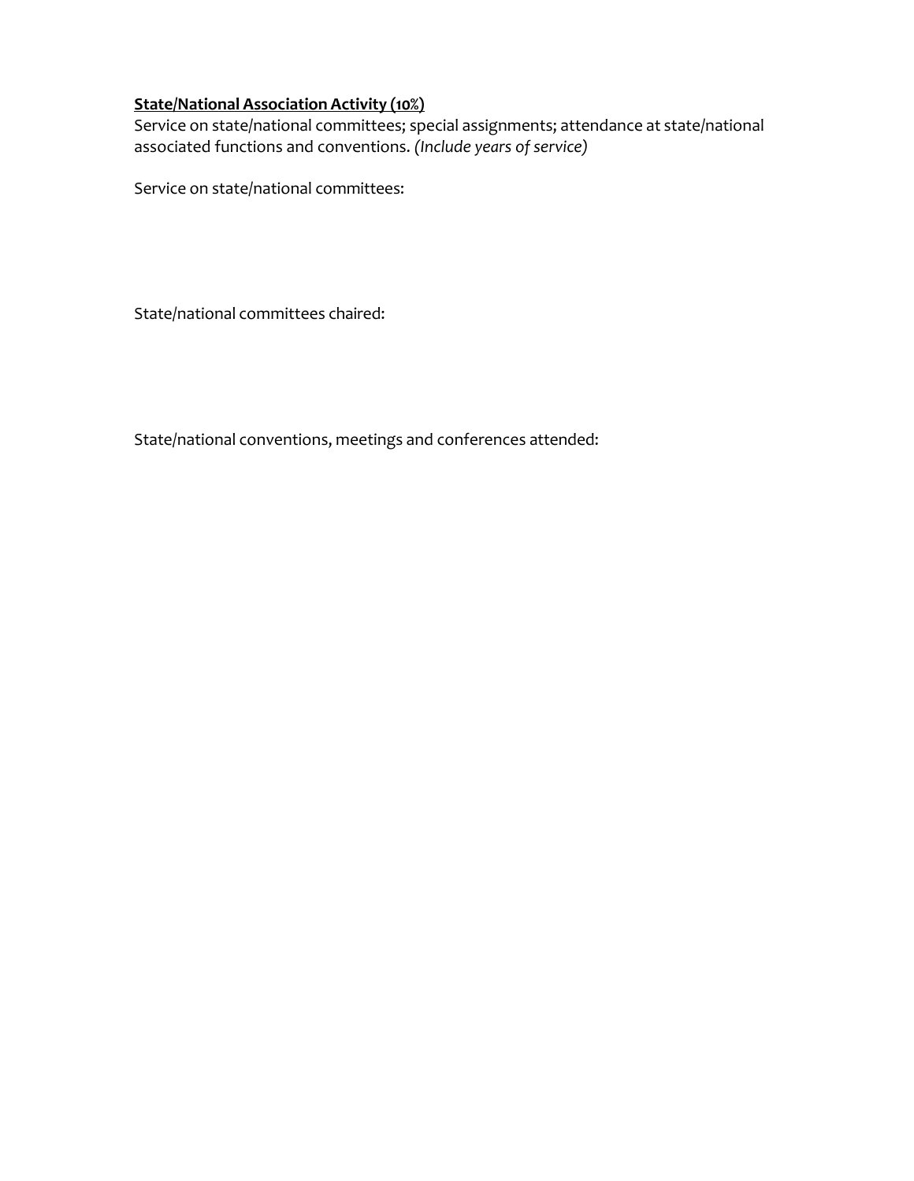**State/National Association Activity (10%)**

Service on state/national committees; special assignments; attendance at state/national associated functions and conventions. *(Include years of service)*

Service on state/national committees:

State/national committees chaired:

State/national conventions, meetings and conferences attended: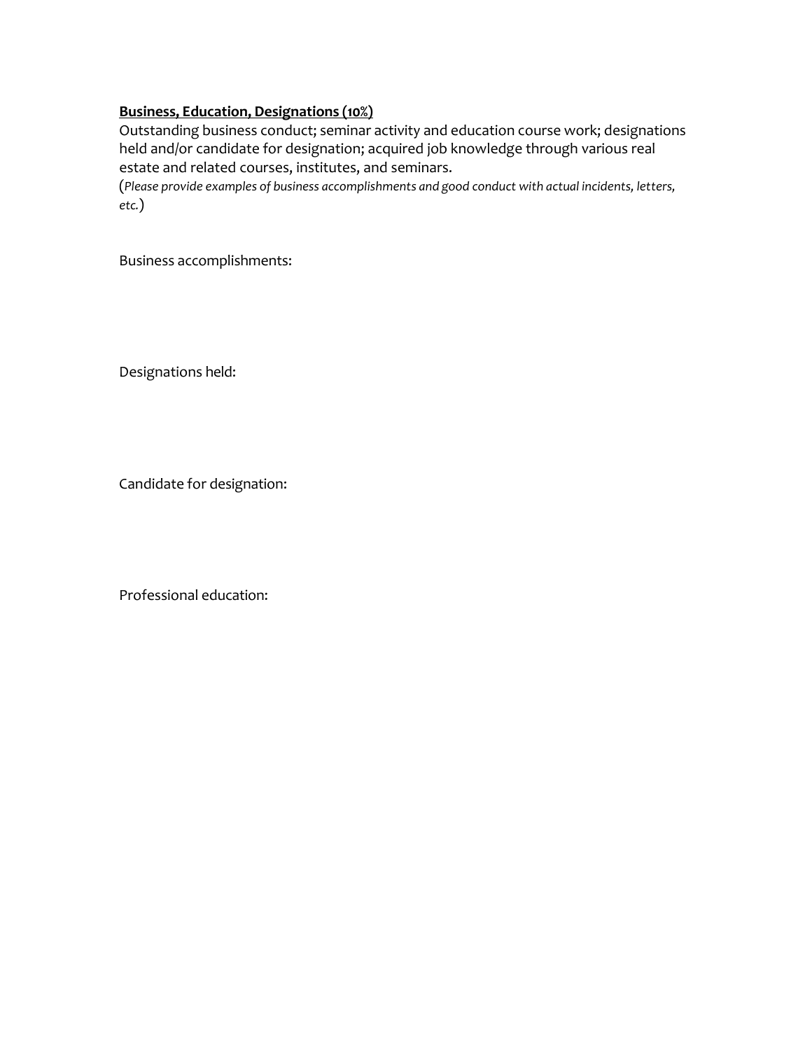**Business, Education, Designations (10%)**

Outstanding business conduct; seminar activity and education course work; designations held and/or candidate for designation; acquired job knowledge through various real estate and related courses, institutes, and seminars.

(*Please provide examples of business accomplishments and good conduct with actual incidents, letters, etc.*)

Business accomplishments:

Designations held:

Candidate for designation:

Professional education: